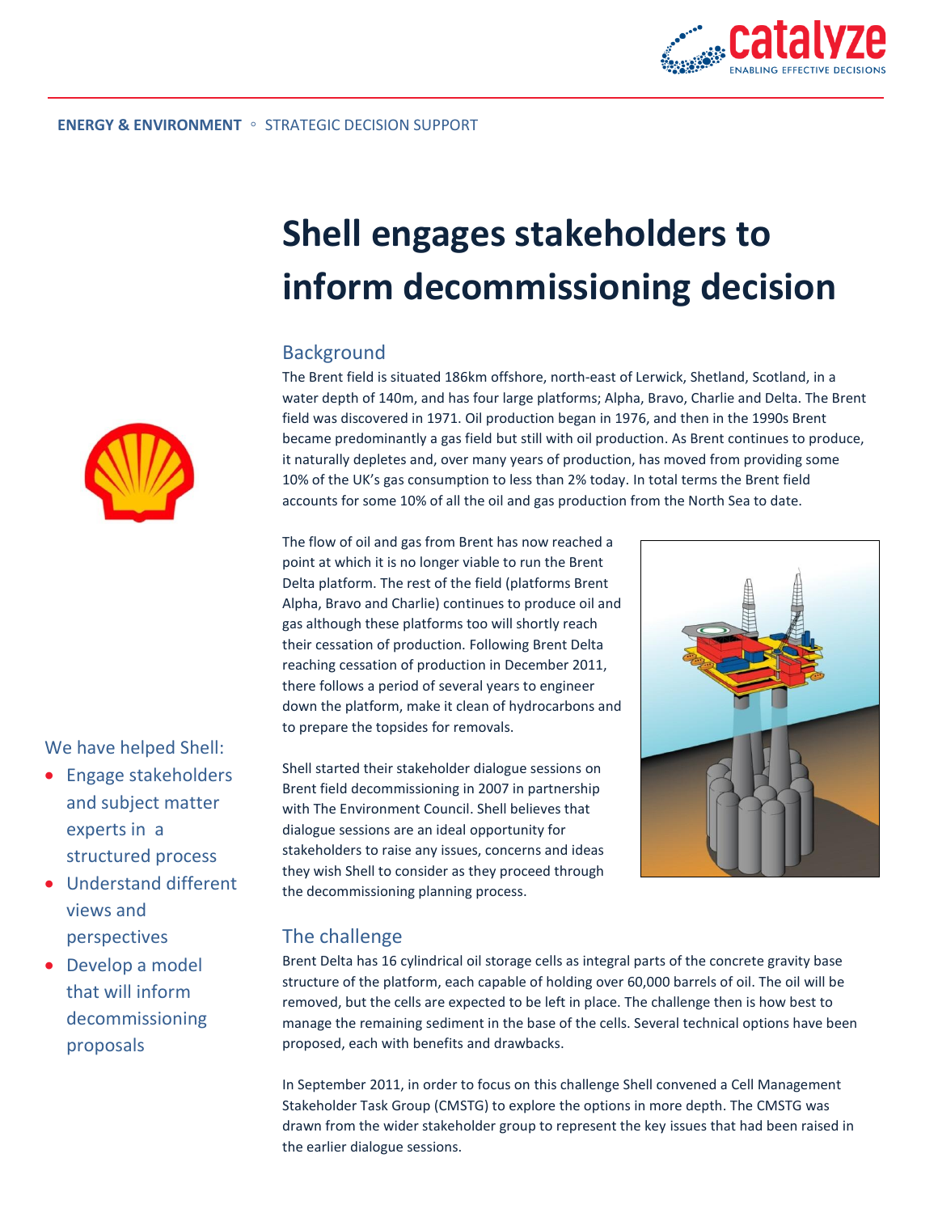ENERGY & ENVIRONMENT ◦ STRATEGIC DECISION SUPPORT

# Shell engages stakeholders to inform decommissioning decision

We have helped Shell:

- Engage stakeholders and subject matter experts in a structured process
- Understand different views and perspectives
- Develop a model that will inform decommissioning proposals

## Background

The Brent field is situated 186km offshore, north-east of Lerwick, Shetland, Scotland, in a water depth of 140m, and has four large platforms; Alpha, Bravo, Charlie and Delta. The Brent field was discovered in 1971. Oil production began in 1976, and then in the 1990s Brent became predominantly a gas field but still with oil production. As Brent continues to produce, it naturally depletes and, over many years of production, has moved from providing some 10% of the UK's gas consumption to less than 2% today. In total terms the Brent field accounts for some 10% of all the oil and gas production from the North Sea to date.

The flow of oil and gas from Brent has now reached a point at which it is no longer viable to run the Brent Delta platform. The rest of the field (platforms Brent Alpha, Bravo and Charlie) continues to produce oil and gas although these platforms too will shortly reach their cessation of production. Following Brent Delta reaching cessation of production in December 2011, there follows a period of several years to engineer down the platform, make it clean of hydrocarbons and to prepare the topsides for removals.

Shell started their stakeholder dialogue sessions on Brent field decommissioning in 2007 in partnership with The Environment Council. Shell believes that dialogue sessions are an ideal opportunity for stakeholders to raise any issues, concerns and ideas they wish Shell to consider as they proceed through the decommissioning planning process.

## The challenge

Brent Delta has 16 cylindrical oil storage cells as integral parts of the concrete gravity base structure of the platform, each capable of holding over 60,000 barrels of oil. The oil will be removed, but the cells are expected to be left in place. The challenge then is how best to manage the remaining sediment in the base of the cells. Several technical options have been proposed, each with benefits and drawbacks.

In September 2011, in order to focus on this challenge Shell convened a Cell Management Stakeholder Task Group (CMSTG) to explore the options in more depth. The CMSTG was drawn from the wider stakeholder group to represent the key issues that had been raised in the earlier dialogue sessions.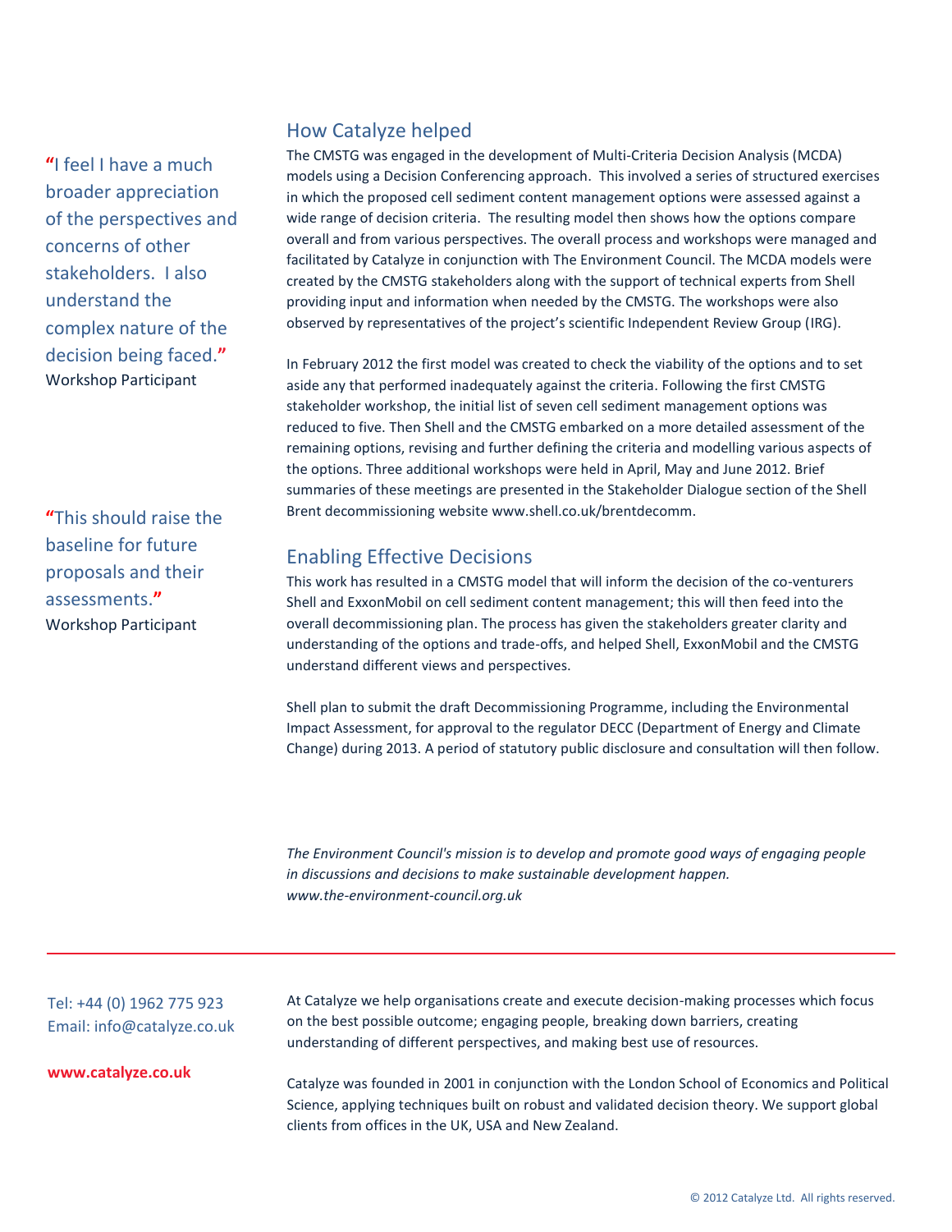## How Catalyze helped

The CMSTG was engaged in the development of Multi-Criteria Decision Analysis (MCDA) models using a Decision Conferencing approach. This involved a series of structured exercises in which the proposed cell sediment content management options were assessed against a wide range of decision criteria. The resulting model then shows how the options compare overall and from various perspectives. The overall process and workshops were managed and facilitated by Catalyze in conjunction with The Environment Council. The MCDA models were created by the CMSTG stakeholders along with the support of technical experts from Shell providing input and information when needed by the CMSTG. The workshops were also observed by representatives of the project's scientific Independent Review Group (IRG).

In February 2012 the first model was created to check the viability of the options and to set aside any that performed inadequately against the criteria. Following the first CMSTG stakeholder workshop, the initial list of seven cell sediment management options was reduced to five. Then Shell and the CMSTG embarked on a more detailed assessment of the remaining options, revising and further defining the criteria and modelling various aspects of the options. Three additional workshops were held in April, May and June 2012. Brief summaries of these meetings are presented in the Stakeholder Dialogue section of the Shell Brent decommissioning website www.shell.co.uk/brentdecomm.

"I feel I have a much broader appreciation of the perspectives and concerns of other stakeholders. I also understand the complex nature of the decision being faced."
Workshop Participant

## Enabling Effective Decisions

This work has resulted in a CMSTG model that will inform the decision of the co-venturers Shell and ExxonMobil on cell sediment content management; this will then feed into the overall decommissioning plan. The process has given the stakeholders greater clarity and understanding of the options and trade-offs, and helped Shell, ExxonMobil and the CMSTG understand different views and perspectives.

Shell plan to submit the draft Decommissioning Programme, including the Environmental Impact Assessment, for approval to the regulator DECC (Department of Energy and Climate Change) during 2013. A period of statutory public disclosure and consultation will then follow.

"This should raise the baseline for future proposals and their assessments."
Workshop Participant

*The Environment Council's mission is to develop and promote good ways of engaging people in discussions and decisions to make sustainable development happen.*
*www.the-environment-council.org.uk*

---

Tel: +44 (0) 1962 775 923
Email: info@catalyze.co.uk

**www.catalyze.co.uk**

At Catalyze we help organisations create and execute decision-making processes which focus on the best possible outcome; engaging people, breaking down barriers, creating understanding of different perspectives, and making best use of resources.

Catalyze was founded in 2001 in conjunction with the London School of Economics and Political Science, applying techniques built on robust and validated decision theory. We support global clients from offices in the UK, USA and New Zealand.

© 2012 Catalyze Ltd. All rights reserved.